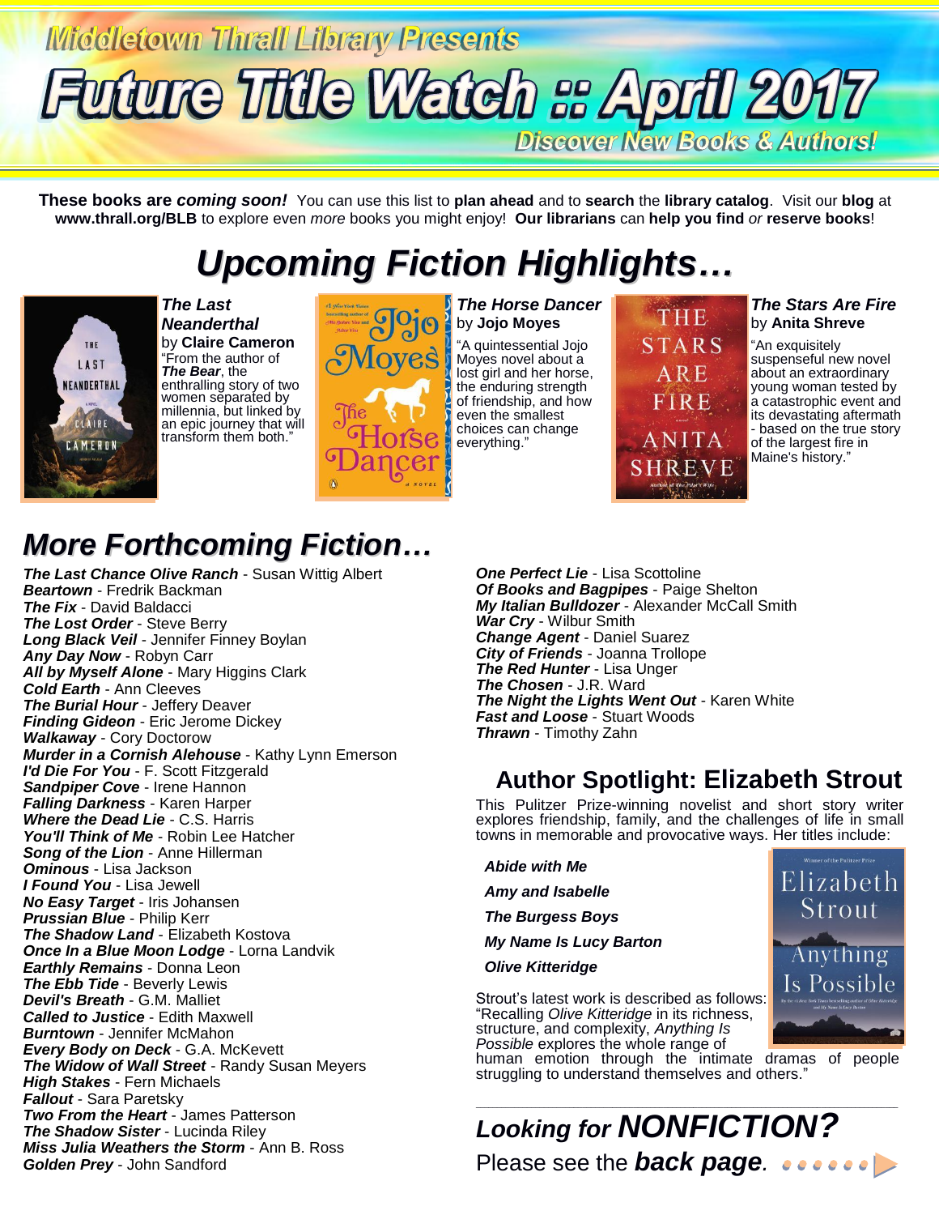Middletown Thrall Library Presents

# Future Title Watch :: April 2017

Discover New Books & Authors!

**These books are *coming soon!*** You can use this list to **plan ahead** and to **search** the **library catalog**. Visit our **blog** at **www.thrall.org/BLB** to explore even *more* books you might enjoy! **Our librarians** can **help you find** *or* **reserve books**!

## *Upcoming Fiction Highlights…*

***The Last Neanderthal*** by **Claire Cameron**
"From the author of ***The Bear***, the enthralling story of two women separated by millennia, but linked by an epic journey that will transform them both."

***The Horse Dancer*** by **Jojo Moyes**
"A quintessential Jojo Moyes novel about a lost girl and her horse, the enduring strength of friendship, and how even the smallest choices can change everything."

***The Stars Are Fire*** by **Anita Shreve**
"An exquisitely suspenseful new novel about an extraordinary young woman tested by a catastrophic event and its devastating aftermath - based on the true story of the largest fire in Maine's history."

## *More Forthcoming Fiction…*

***The Last Chance Olive Ranch*** - Susan Wittig Albert
***Beartown*** - Fredrik Backman
***The Fix*** - David Baldacci
***The Lost Order*** - Steve Berry
***Long Black Veil*** - Jennifer Finney Boylan
***Any Day Now*** - Robyn Carr
***All by Myself Alone*** - Mary Higgins Clark
***Cold Earth*** - Ann Cleeves
***The Burial Hour*** - Jeffery Deaver
***Finding Gideon*** - Eric Jerome Dickey
***Walkaway*** - Cory Doctorow
***Murder in a Cornish Alehouse*** - Kathy Lynn Emerson
***I'd Die For You*** - F. Scott Fitzgerald
***Sandpiper Cove*** - Irene Hannon
***Falling Darkness*** - Karen Harper
***Where the Dead Lie*** - C.S. Harris
***You'll Think of Me*** - Robin Lee Hatcher
***Song of the Lion*** - Anne Hillerman
***Ominous*** - Lisa Jackson
***I Found You*** - Lisa Jewell
***No Easy Target*** - Iris Johansen
***Prussian Blue*** - Philip Kerr
***The Shadow Land*** - Elizabeth Kostova
***Once In a Blue Moon Lodge*** - Lorna Landvik
***Earthly Remains*** - Donna Leon
***The Ebb Tide*** - Beverly Lewis
***Devil's Breath*** - G.M. Malliet
***Called to Justice*** - Edith Maxwell
***Burntown*** - Jennifer McMahon
***Every Body on Deck*** - G.A. McKevett
***The Widow of Wall Street*** - Randy Susan Meyers
***High Stakes*** - Fern Michaels
***Fallout*** - Sara Paretsky
***Two From the Heart*** - James Patterson
***The Shadow Sister*** - Lucinda Riley
***Miss Julia Weathers the Storm*** - Ann B. Ross
***Golden Prey*** - John Sandford
***One Perfect Lie*** - Lisa Scottoline
***Of Books and Bagpipes*** - Paige Shelton
***My Italian Bulldozer*** - Alexander McCall Smith
***War Cry*** - Wilbur Smith
***Change Agent*** - Daniel Suarez
***City of Friends*** - Joanna Trollope
***The Red Hunter*** - Lisa Unger
***The Chosen*** - J.R. Ward
***The Night the Lights Went Out*** - Karen White
***Fast and Loose*** - Stuart Woods
***Thrawn*** - Timothy Zahn

## Author Spotlight: Elizabeth Strout

This Pulitzer Prize-winning novelist and short story writer explores friendship, family, and the challenges of life in small towns in memorable and provocative ways. Her titles include:

***Abide with Me***
***Amy and Isabelle***
***The Burgess Boys***
***My Name Is Lucy Barton***
***Olive Kitteridge***

Strout's latest work is described as follows: "Recalling *Olive Kitteridge* in its richness, structure, and complexity, *Anything Is Possible* explores the whole range of human emotion through the intimate dramas of people struggling to understand themselves and others."

---

## *Looking for* ***NONFICTION?***

Please see the ***back page***.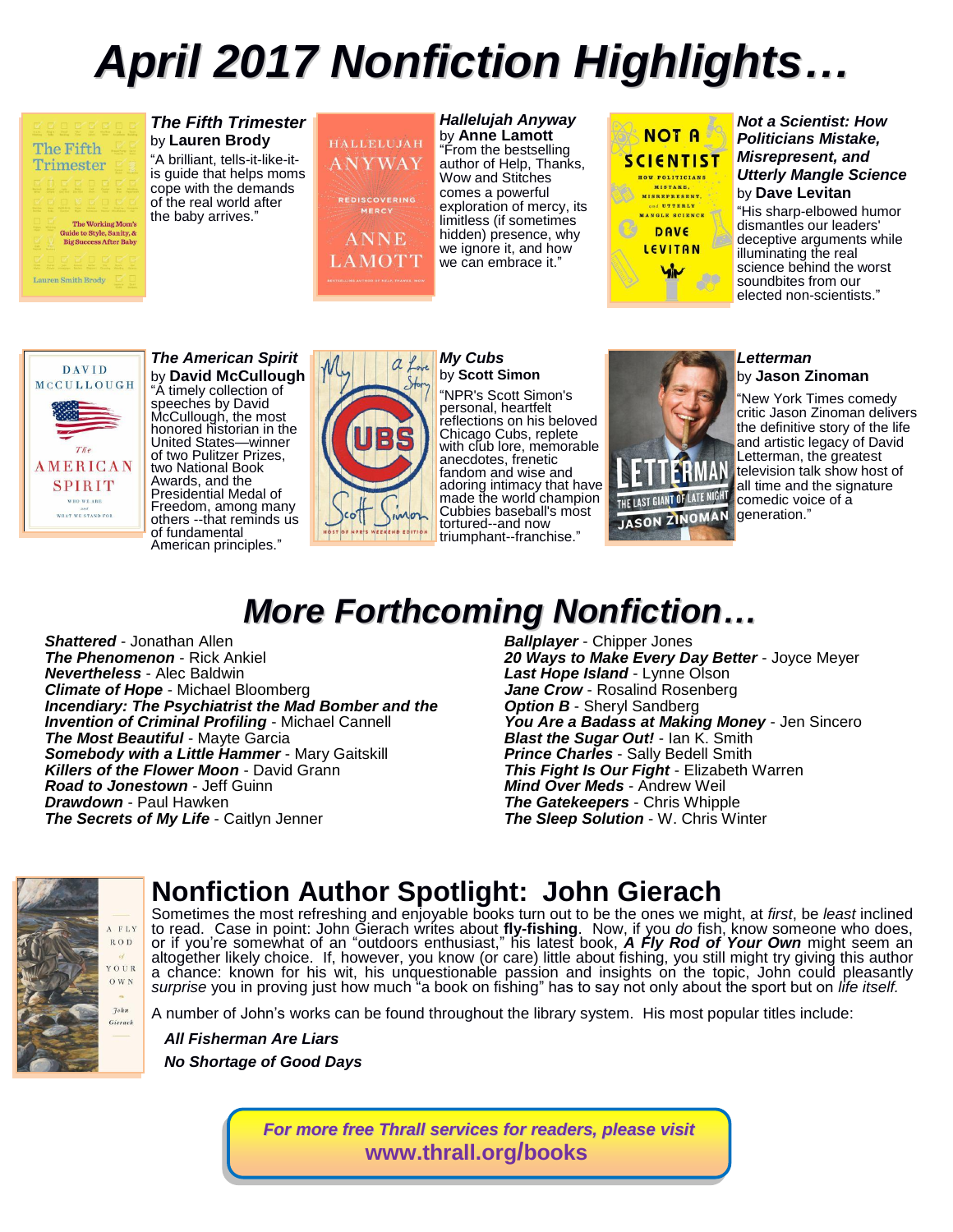# April 2017 Nonfiction Highlights…

***The Fifth Trimester***
by **Lauren Brody**
"A brilliant, tells-it-like-it-is guide that helps moms cope with the demands of the real world after the baby arrives."

***Hallelujah Anyway***
by **Anne Lamott**
"From the bestselling author of Help, Thanks, Wow and Stitches comes a powerful exploration of mercy, its limitless (if sometimes hidden) presence, why we ignore it, and how we can embrace it."

***Not a Scientist: How Politicians Mistake, Misrepresent, and Utterly Mangle Science***
by **Dave Levitan**
"His sharp-elbowed humor dismantles our leaders' deceptive arguments while illuminating the real science behind the worst soundbites from our elected non-scientists."

***The American Spirit***
by **David McCullough**
"A timely collection of speeches by David McCullough, the most honored historian in the United States—winner of two Pulitzer Prizes, two National Book Awards, and the Presidential Medal of Freedom, among many others --that reminds us of fundamental American principles."

***My Cubs***
by **Scott Simon**
"NPR's Scott Simon's personal, heartfelt reflections on his beloved Chicago Cubs, replete with club lore, memorable anecdotes, frenetic fandom and wise and adoring intimacy that have made the world champion Cubbies baseball's most tortured--and now triumphant--franchise."

***Letterman***
by **Jason Zinoman**
"New York Times comedy critic Jason Zinoman delivers the definitive story of the life and artistic legacy of David Letterman, the greatest television talk show host of all time and the signature comedic voice of a generation."

## More Forthcoming Nonfiction…

***Shattered*** - Jonathan Allen
***The Phenomenon*** - Rick Ankiel
***Nevertheless*** - Alec Baldwin
***Climate of Hope*** - Michael Bloomberg
***Incendiary: The Psychiatrist the Mad Bomber and the Invention of Criminal Profiling*** - Michael Cannell
***The Most Beautiful*** - Mayte Garcia
***Somebody with a Little Hammer*** - Mary Gaitskill
***Killers of the Flower Moon*** - David Grann
***Road to Jonestown*** - Jeff Guinn
***Drawdown*** - Paul Hawken
***The Secrets of My Life*** - Caitlyn Jenner
***Ballplayer*** - Chipper Jones
***20 Ways to Make Every Day Better*** - Joyce Meyer
***Last Hope Island*** - Lynne Olson
***Jane Crow*** - Rosalind Rosenberg
***Option B*** - Sheryl Sandberg
***You Are a Badass at Making Money*** - Jen Sincero
***Blast the Sugar Out!*** - Ian K. Smith
***Prince Charles*** - Sally Bedell Smith
***This Fight Is Our Fight*** - Elizabeth Warren
***Mind Over Meds*** - Andrew Weil
***The Gatekeepers*** - Chris Whipple
***The Sleep Solution*** - W. Chris Winter

## Nonfiction Author Spotlight: John Gierach

Sometimes the most refreshing and enjoyable books turn out to be the ones we might, at *first*, be *least* inclined to read. Case in point: John Gierach writes about **fly-fishing**. Now, if you *do* fish, know someone who does, or if you're somewhat of an "outdoors enthusiast," his latest book, ***A Fly Rod of Your Own*** might seem an altogether likely choice. If, however, you know (or care) little about fishing, you still might try giving this author a chance: known for his wit, his unquestionable passion and insights on the topic, John could pleasantly *surprise* you in proving just how much "a book on fishing" has to say not only about the sport but on *life itself.*

A number of John's works can be found throughout the library system. His most popular titles include:

***All Fisherman Are Liars***

***No Shortage of Good Days***

*For more free Thrall services for readers, please visit*
**www.thrall.org/books**